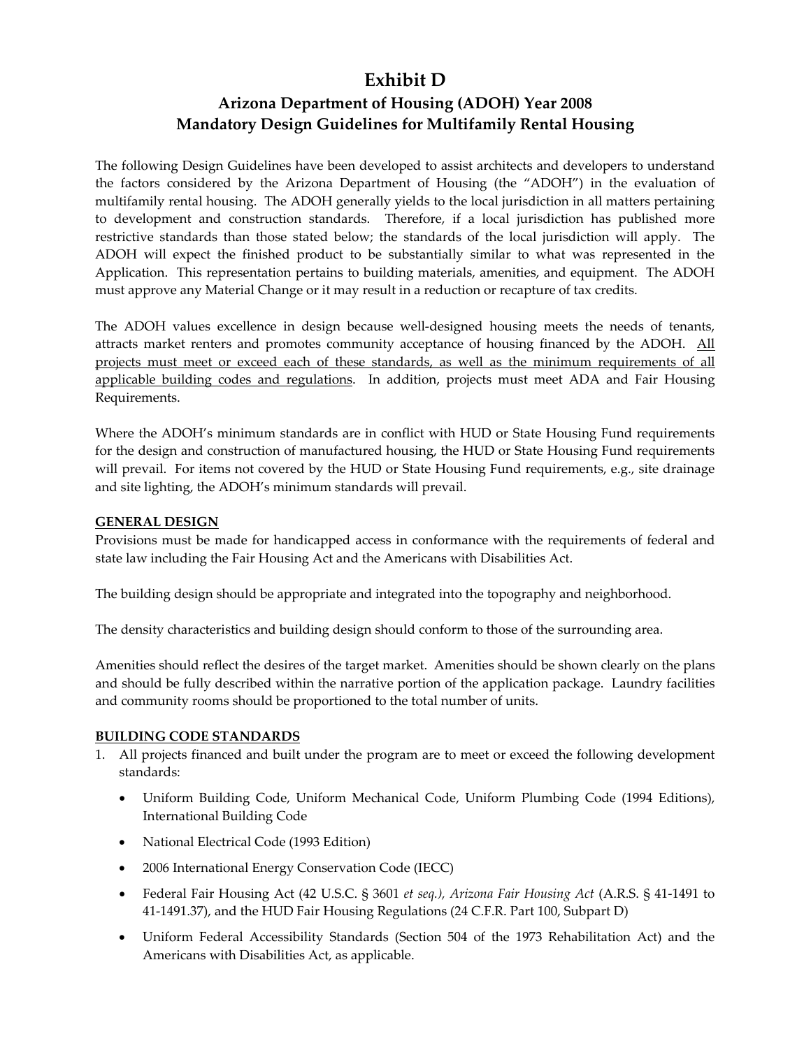# Exhibit D

## Arizona Department of Housing (ADOH) Year 2008
## Mandatory Design Guidelines for Multifamily Rental Housing

The following Design Guidelines have been developed to assist architects and developers to understand the factors considered by the Arizona Department of Housing (the "ADOH") in the evaluation of multifamily rental housing. The ADOH generally yields to the local jurisdiction in all matters pertaining to development and construction standards. Therefore, if a local jurisdiction has published more restrictive standards than those stated below; the standards of the local jurisdiction will apply. The ADOH will expect the finished product to be substantially similar to what was represented in the Application. This representation pertains to building materials, amenities, and equipment. The ADOH must approve any Material Change or it may result in a reduction or recapture of tax credits.

The ADOH values excellence in design because well-designed housing meets the needs of tenants, attracts market renters and promotes community acceptance of housing financed by the ADOH. <u>All projects must meet or exceed each of these standards, as well as the minimum requirements of all applicable building codes and regulations</u>. In addition, projects must meet ADA and Fair Housing Requirements.

Where the ADOH's minimum standards are in conflict with HUD or State Housing Fund requirements for the design and construction of manufactured housing, the HUD or State Housing Fund requirements will prevail. For items not covered by the HUD or State Housing Fund requirements, e.g., site drainage and site lighting, the ADOH's minimum standards will prevail.

**GENERAL DESIGN**

Provisions must be made for handicapped access in conformance with the requirements of federal and state law including the Fair Housing Act and the Americans with Disabilities Act.

The building design should be appropriate and integrated into the topography and neighborhood.

The density characteristics and building design should conform to those of the surrounding area.

Amenities should reflect the desires of the target market. Amenities should be shown clearly on the plans and should be fully described within the narrative portion of the application package. Laundry facilities and community rooms should be proportioned to the total number of units.

**BUILDING CODE STANDARDS**

1. All projects financed and built under the program are to meet or exceed the following development standards:
   - Uniform Building Code, Uniform Mechanical Code, Uniform Plumbing Code (1994 Editions), International Building Code
   - National Electrical Code (1993 Edition)
   - 2006 International Energy Conservation Code (IECC)
   - Federal Fair Housing Act (42 U.S.C. § 3601 *et seq.), Arizona Fair Housing Act* (A.R.S. § 41-1491 to 41-1491.37), and the HUD Fair Housing Regulations (24 C.F.R. Part 100, Subpart D)
   - Uniform Federal Accessibility Standards (Section 504 of the 1973 Rehabilitation Act) and the Americans with Disabilities Act, as applicable.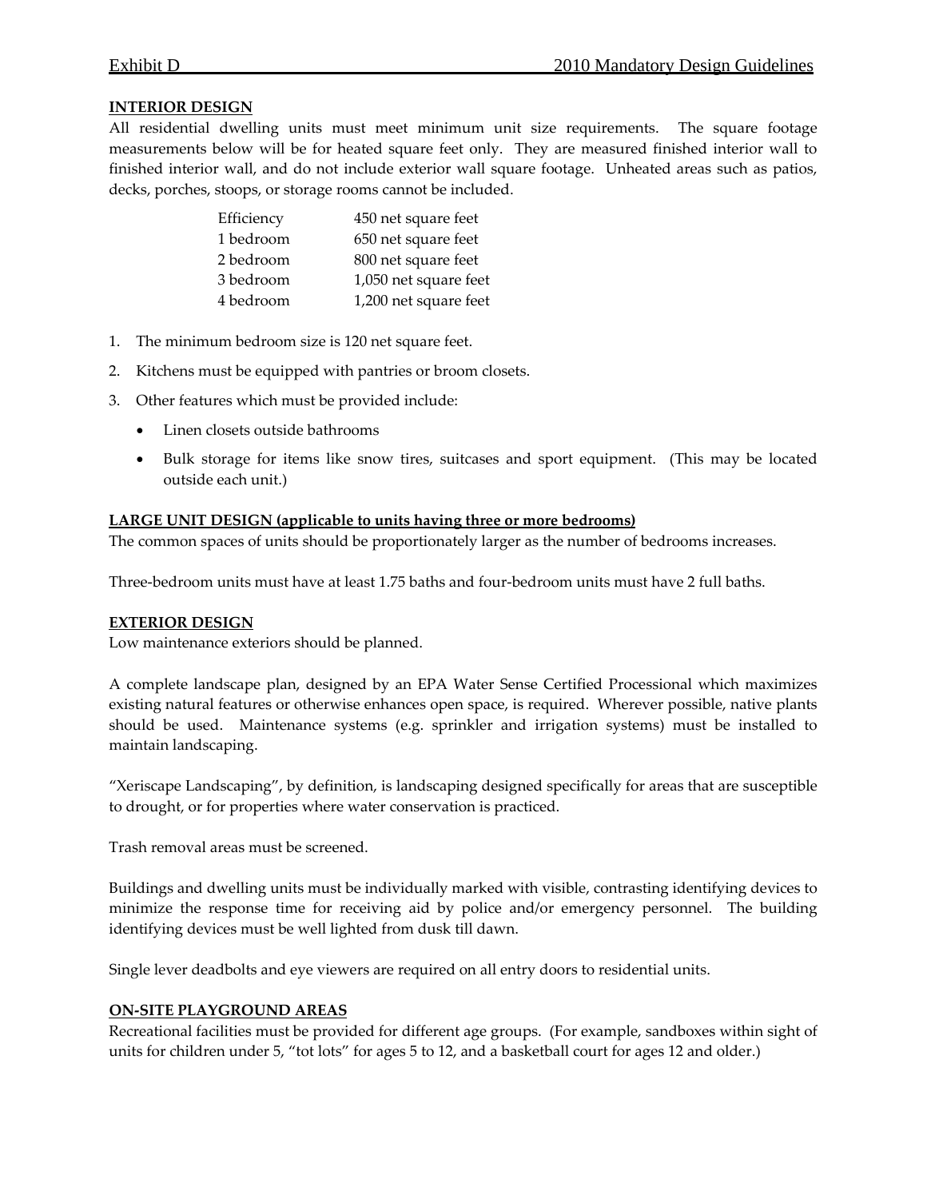## INTERIOR DESIGN

All residential dwelling units must meet minimum unit size requirements. The square footage measurements below will be for heated square feet only. They are measured finished interior wall to finished interior wall, and do not include exterior wall square footage. Unheated areas such as patios, decks, porches, stoops, or storage rooms cannot be included.

| | |
|---|---|
| Efficiency | 450 net square feet |
| 1 bedroom | 650 net square feet |
| 2 bedroom | 800 net square feet |
| 3 bedroom | 1,050 net square feet |
| 4 bedroom | 1,200 net square feet |

1. The minimum bedroom size is 120 net square feet.
2. Kitchens must be equipped with pantries or broom closets.
3. Other features which must be provided include:
   - Linen closets outside bathrooms
   - Bulk storage for items like snow tires, suitcases and sport equipment. (This may be located outside each unit.)

## LARGE UNIT DESIGN (applicable to units having three or more bedrooms)

The common spaces of units should be proportionately larger as the number of bedrooms increases.

Three-bedroom units must have at least 1.75 baths and four-bedroom units must have 2 full baths.

## EXTERIOR DESIGN

Low maintenance exteriors should be planned.

A complete landscape plan, designed by an EPA Water Sense Certified Processional which maximizes existing natural features or otherwise enhances open space, is required. Wherever possible, native plants should be used. Maintenance systems (e.g. sprinkler and irrigation systems) must be installed to maintain landscaping.

"Xeriscape Landscaping", by definition, is landscaping designed specifically for areas that are susceptible to drought, or for properties where water conservation is practiced.

Trash removal areas must be screened.

Buildings and dwelling units must be individually marked with visible, contrasting identifying devices to minimize the response time for receiving aid by police and/or emergency personnel. The building identifying devices must be well lighted from dusk till dawn.

Single lever deadbolts and eye viewers are required on all entry doors to residential units.

## ON-SITE PLAYGROUND AREAS

Recreational facilities must be provided for different age groups. (For example, sandboxes within sight of units for children under 5, "tot lots" for ages 5 to 12, and a basketball court for ages 12 and older.)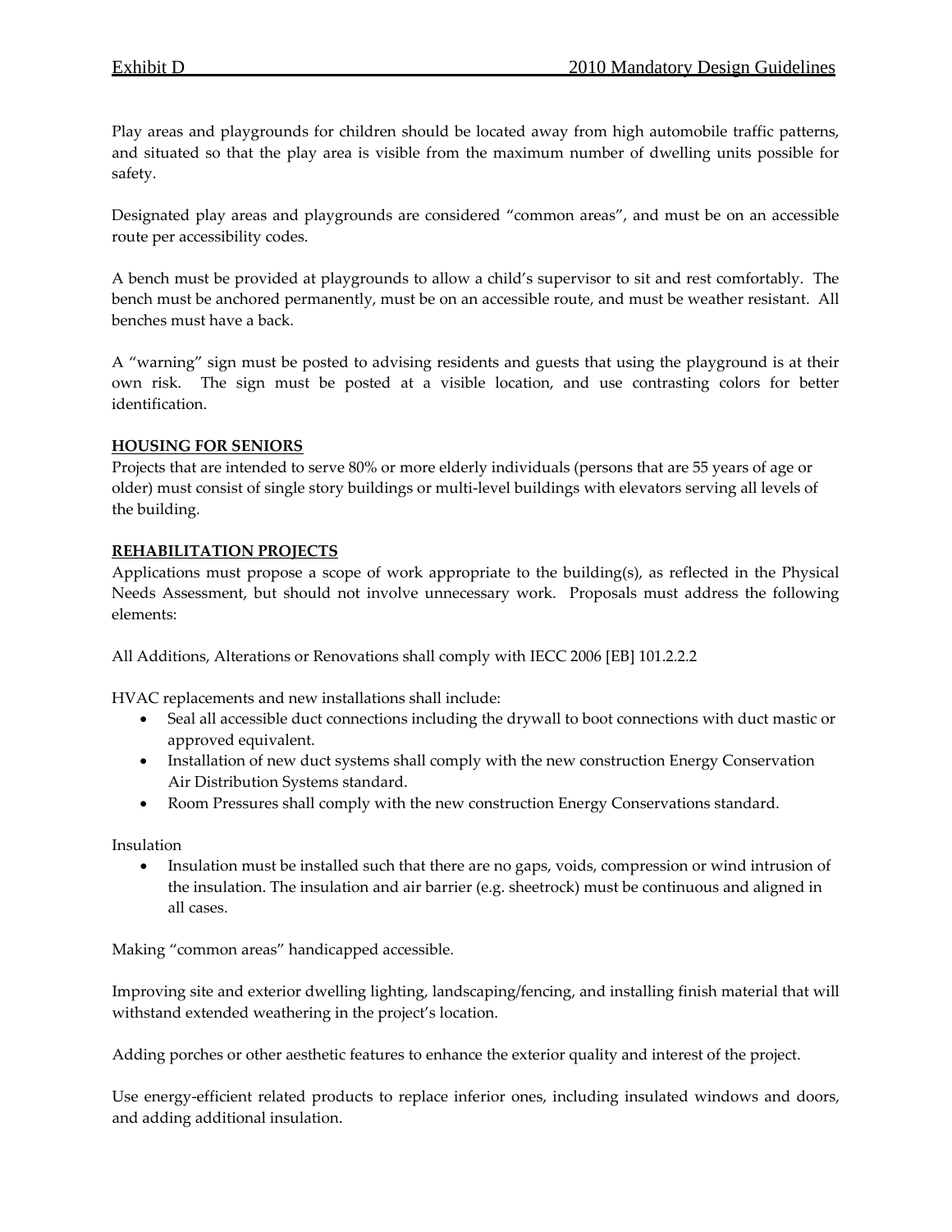Play areas and playgrounds for children should be located away from high automobile traffic patterns, and situated so that the play area is visible from the maximum number of dwelling units possible for safety.

Designated play areas and playgrounds are considered "common areas", and must be on an accessible route per accessibility codes.

A bench must be provided at playgrounds to allow a child's supervisor to sit and rest comfortably. The bench must be anchored permanently, must be on an accessible route, and must be weather resistant. All benches must have a back.

A "warning" sign must be posted to advising residents and guests that using the playground is at their own risk. The sign must be posted at a visible location, and use contrasting colors for better identification.

**HOUSING FOR SENIORS**

Projects that are intended to serve 80% or more elderly individuals (persons that are 55 years of age or older) must consist of single story buildings or multi-level buildings with elevators serving all levels of the building.

**REHABILITATION PROJECTS**

Applications must propose a scope of work appropriate to the building(s), as reflected in the Physical Needs Assessment, but should not involve unnecessary work. Proposals must address the following elements:

All Additions, Alterations or Renovations shall comply with IECC 2006 [EB] 101.2.2.2

HVAC replacements and new installations shall include:

- Seal all accessible duct connections including the drywall to boot connections with duct mastic or approved equivalent.
- Installation of new duct systems shall comply with the new construction Energy Conservation Air Distribution Systems standard.
- Room Pressures shall comply with the new construction Energy Conservations standard.

Insulation

- Insulation must be installed such that there are no gaps, voids, compression or wind intrusion of the insulation. The insulation and air barrier (e.g. sheetrock) must be continuous and aligned in all cases.

Making "common areas" handicapped accessible.

Improving site and exterior dwelling lighting, landscaping/fencing, and installing finish material that will withstand extended weathering in the project's location.

Adding porches or other aesthetic features to enhance the exterior quality and interest of the project.

Use energy-efficient related products to replace inferior ones, including insulated windows and doors, and adding additional insulation.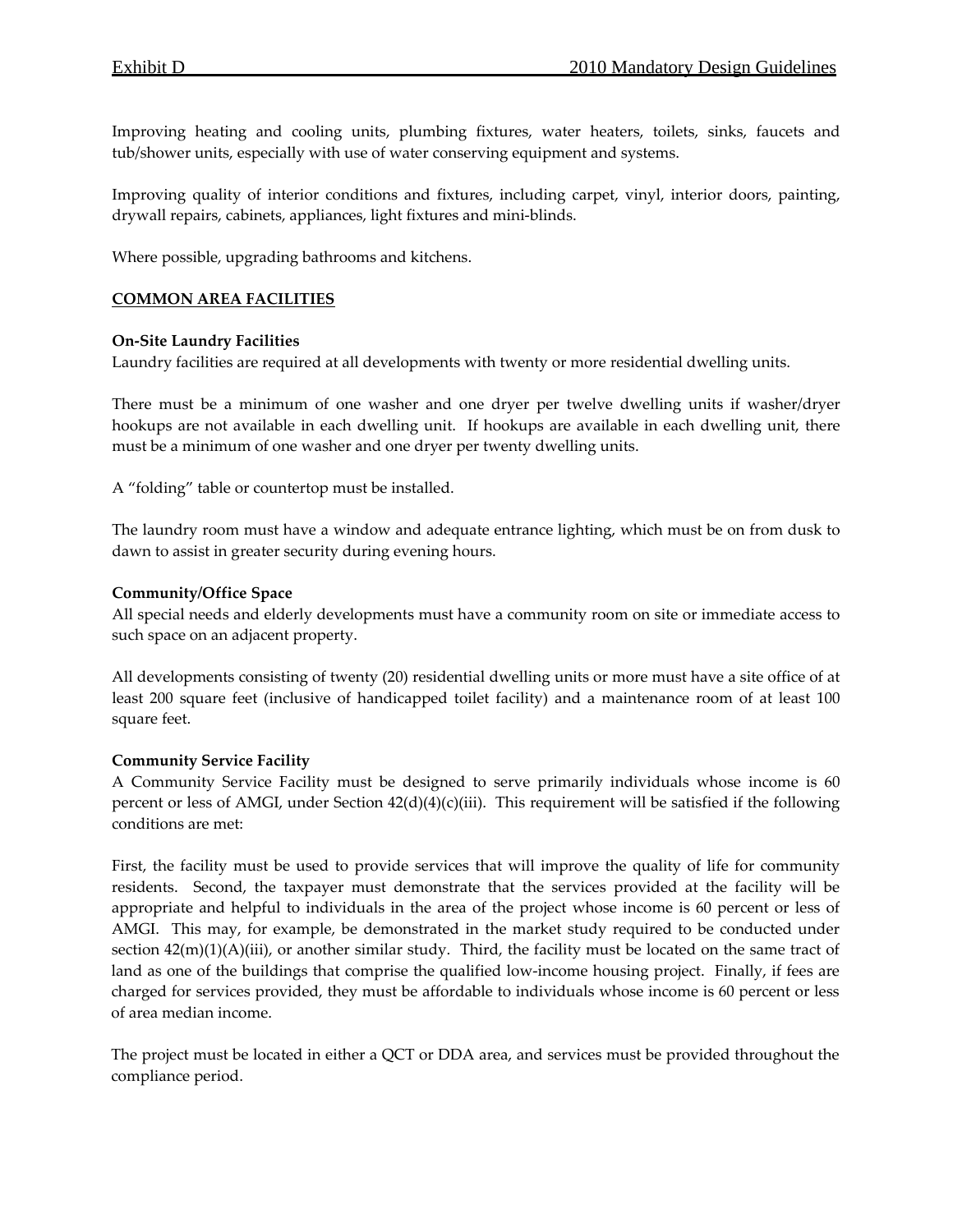Improving heating and cooling units, plumbing fixtures, water heaters, toilets, sinks, faucets and tub/shower units, especially with use of water conserving equipment and systems.

Improving quality of interior conditions and fixtures, including carpet, vinyl, interior doors, painting, drywall repairs, cabinets, appliances, light fixtures and mini-blinds.

Where possible, upgrading bathrooms and kitchens.

## COMMON AREA FACILITIES

**On-Site Laundry Facilities**
Laundry facilities are required at all developments with twenty or more residential dwelling units.

There must be a minimum of one washer and one dryer per twelve dwelling units if washer/dryer hookups are not available in each dwelling unit. If hookups are available in each dwelling unit, there must be a minimum of one washer and one dryer per twenty dwelling units.

A "folding" table or countertop must be installed.

The laundry room must have a window and adequate entrance lighting, which must be on from dusk to dawn to assist in greater security during evening hours.

**Community/Office Space**
All special needs and elderly developments must have a community room on site or immediate access to such space on an adjacent property.

All developments consisting of twenty (20) residential dwelling units or more must have a site office of at least 200 square feet (inclusive of handicapped toilet facility) and a maintenance room of at least 100 square feet.

**Community Service Facility**
A Community Service Facility must be designed to serve primarily individuals whose income is 60 percent or less of AMGI, under Section 42(d)(4)(c)(iii). This requirement will be satisfied if the following conditions are met:

First, the facility must be used to provide services that will improve the quality of life for community residents. Second, the taxpayer must demonstrate that the services provided at the facility will be appropriate and helpful to individuals in the area of the project whose income is 60 percent or less of AMGI. This may, for example, be demonstrated in the market study required to be conducted under section 42(m)(1)(A)(iii), or another similar study. Third, the facility must be located on the same tract of land as one of the buildings that comprise the qualified low-income housing project. Finally, if fees are charged for services provided, they must be affordable to individuals whose income is 60 percent or less of area median income.

The project must be located in either a QCT or DDA area, and services must be provided throughout the compliance period.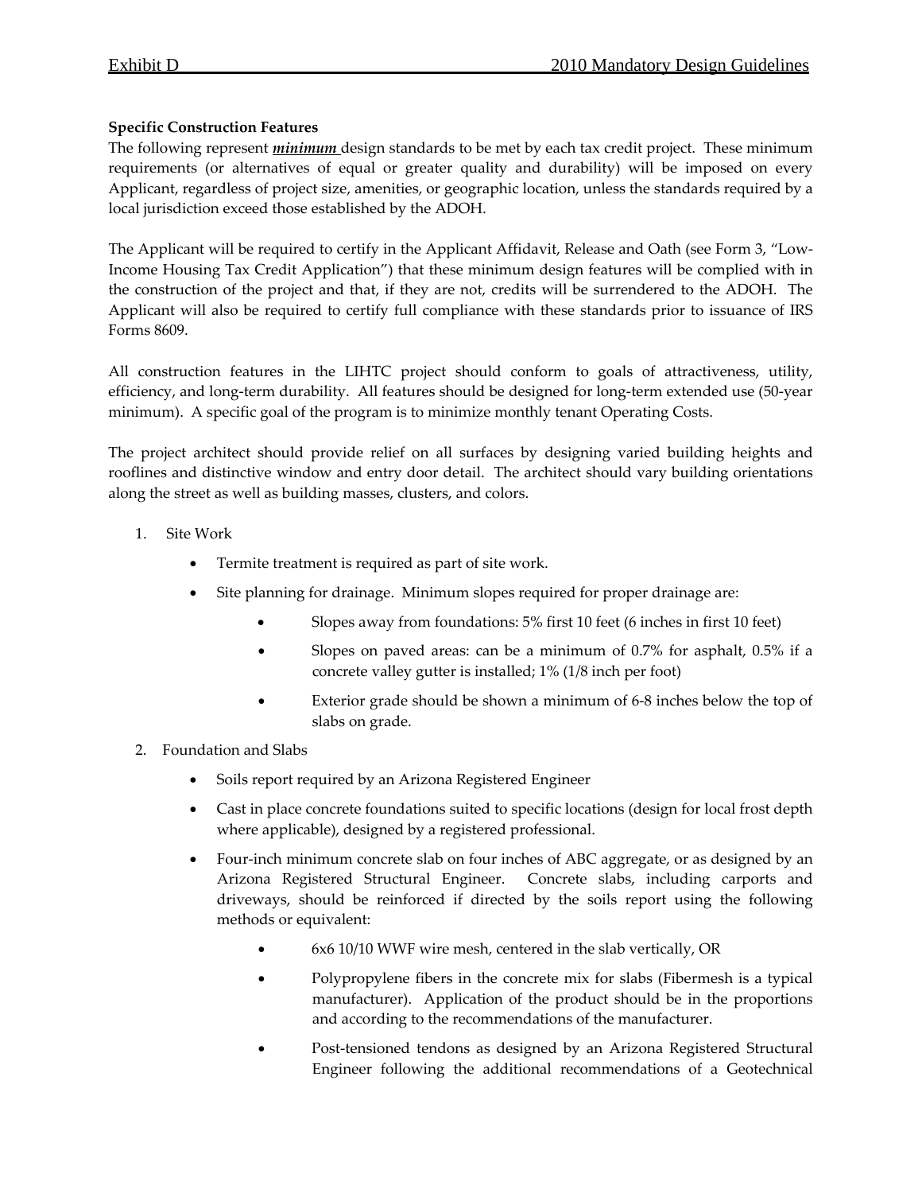**Specific Construction Features**

The following represent ***minimum*** design standards to be met by each tax credit project. These minimum requirements (or alternatives of equal or greater quality and durability) will be imposed on every Applicant, regardless of project size, amenities, or geographic location, unless the standards required by a local jurisdiction exceed those established by the ADOH.

The Applicant will be required to certify in the Applicant Affidavit, Release and Oath (see Form 3, "Low-Income Housing Tax Credit Application") that these minimum design features will be complied with in the construction of the project and that, if they are not, credits will be surrendered to the ADOH. The Applicant will also be required to certify full compliance with these standards prior to issuance of IRS Forms 8609.

All construction features in the LIHTC project should conform to goals of attractiveness, utility, efficiency, and long-term durability. All features should be designed for long-term extended use (50-year minimum). A specific goal of the program is to minimize monthly tenant Operating Costs.

The project architect should provide relief on all surfaces by designing varied building heights and rooflines and distinctive window and entry door detail. The architect should vary building orientations along the street as well as building masses, clusters, and colors.

1. Site Work
   - Termite treatment is required as part of site work.
   - Site planning for drainage. Minimum slopes required for proper drainage are:
     - Slopes away from foundations: 5% first 10 feet (6 inches in first 10 feet)
     - Slopes on paved areas: can be a minimum of 0.7% for asphalt, 0.5% if a concrete valley gutter is installed; 1% (1/8 inch per foot)
     - Exterior grade should be shown a minimum of 6-8 inches below the top of slabs on grade.
2. Foundation and Slabs
   - Soils report required by an Arizona Registered Engineer
   - Cast in place concrete foundations suited to specific locations (design for local frost depth where applicable), designed by a registered professional.
   - Four-inch minimum concrete slab on four inches of ABC aggregate, or as designed by an Arizona Registered Structural Engineer. Concrete slabs, including carports and driveways, should be reinforced if directed by the soils report using the following methods or equivalent:
     - 6x6 10/10 WWF wire mesh, centered in the slab vertically, OR
     - Polypropylene fibers in the concrete mix for slabs (Fibermesh is a typical manufacturer). Application of the product should be in the proportions and according to the recommendations of the manufacturer.
     - Post-tensioned tendons as designed by an Arizona Registered Structural Engineer following the additional recommendations of a Geotechnical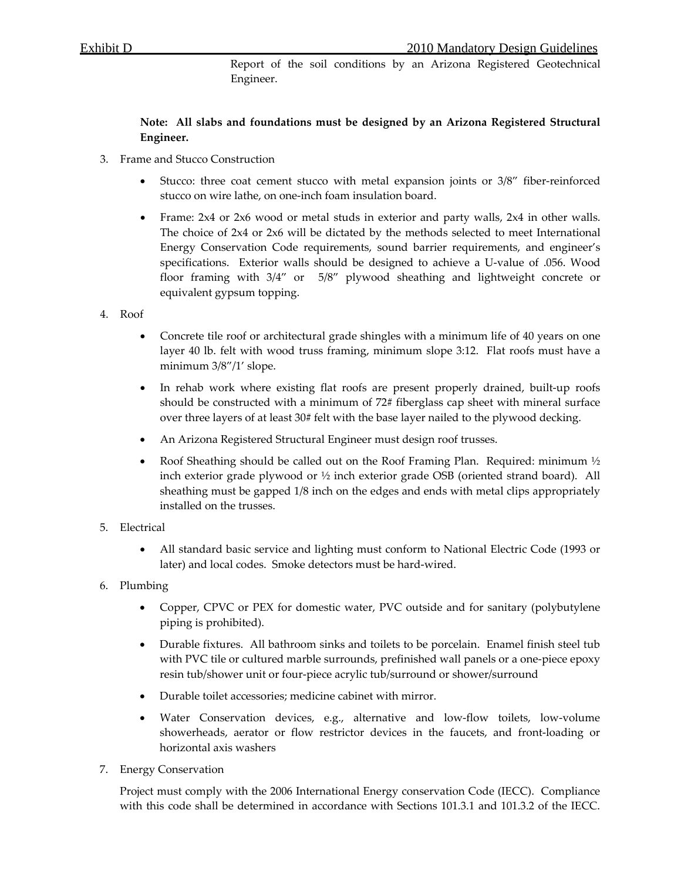Report of the soil conditions by an Arizona Registered Geotechnical Engineer.

**Note: All slabs and foundations must be designed by an Arizona Registered Structural Engineer.**

3. Frame and Stucco Construction

   - Stucco: three coat cement stucco with metal expansion joints or 3/8" fiber-reinforced stucco on wire lathe, on one-inch foam insulation board.
   - Frame: 2x4 or 2x6 wood or metal studs in exterior and party walls, 2x4 in other walls. The choice of 2x4 or 2x6 will be dictated by the methods selected to meet International Energy Conservation Code requirements, sound barrier requirements, and engineer's specifications. Exterior walls should be designed to achieve a U-value of .056. Wood floor framing with 3/4" or 5/8" plywood sheathing and lightweight concrete or equivalent gypsum topping.

4. Roof

   - Concrete tile roof or architectural grade shingles with a minimum life of 40 years on one layer 40 lb. felt with wood truss framing, minimum slope 3:12. Flat roofs must have a minimum 3/8"/1' slope.
   - In rehab work where existing flat roofs are present properly drained, built-up roofs should be constructed with a minimum of 72# fiberglass cap sheet with mineral surface over three layers of at least 30# felt with the base layer nailed to the plywood decking.
   - An Arizona Registered Structural Engineer must design roof trusses.
   - Roof Sheathing should be called out on the Roof Framing Plan. Required: minimum ½ inch exterior grade plywood or ½ inch exterior grade OSB (oriented strand board). All sheathing must be gapped 1/8 inch on the edges and ends with metal clips appropriately installed on the trusses.

5. Electrical

   - All standard basic service and lighting must conform to National Electric Code (1993 or later) and local codes. Smoke detectors must be hard-wired.

6. Plumbing

   - Copper, CPVC or PEX for domestic water, PVC outside and for sanitary (polybutylene piping is prohibited).
   - Durable fixtures. All bathroom sinks and toilets to be porcelain. Enamel finish steel tub with PVC tile or cultured marble surrounds, prefinished wall panels or a one-piece epoxy resin tub/shower unit or four-piece acrylic tub/surround or shower/surround
   - Durable toilet accessories; medicine cabinet with mirror.
   - Water Conservation devices, e.g., alternative and low-flow toilets, low-volume showerheads, aerator or flow restrictor devices in the faucets, and front-loading or horizontal axis washers

7. Energy Conservation

   Project must comply with the 2006 International Energy conservation Code (IECC). Compliance with this code shall be determined in accordance with Sections 101.3.1 and 101.3.2 of the IECC.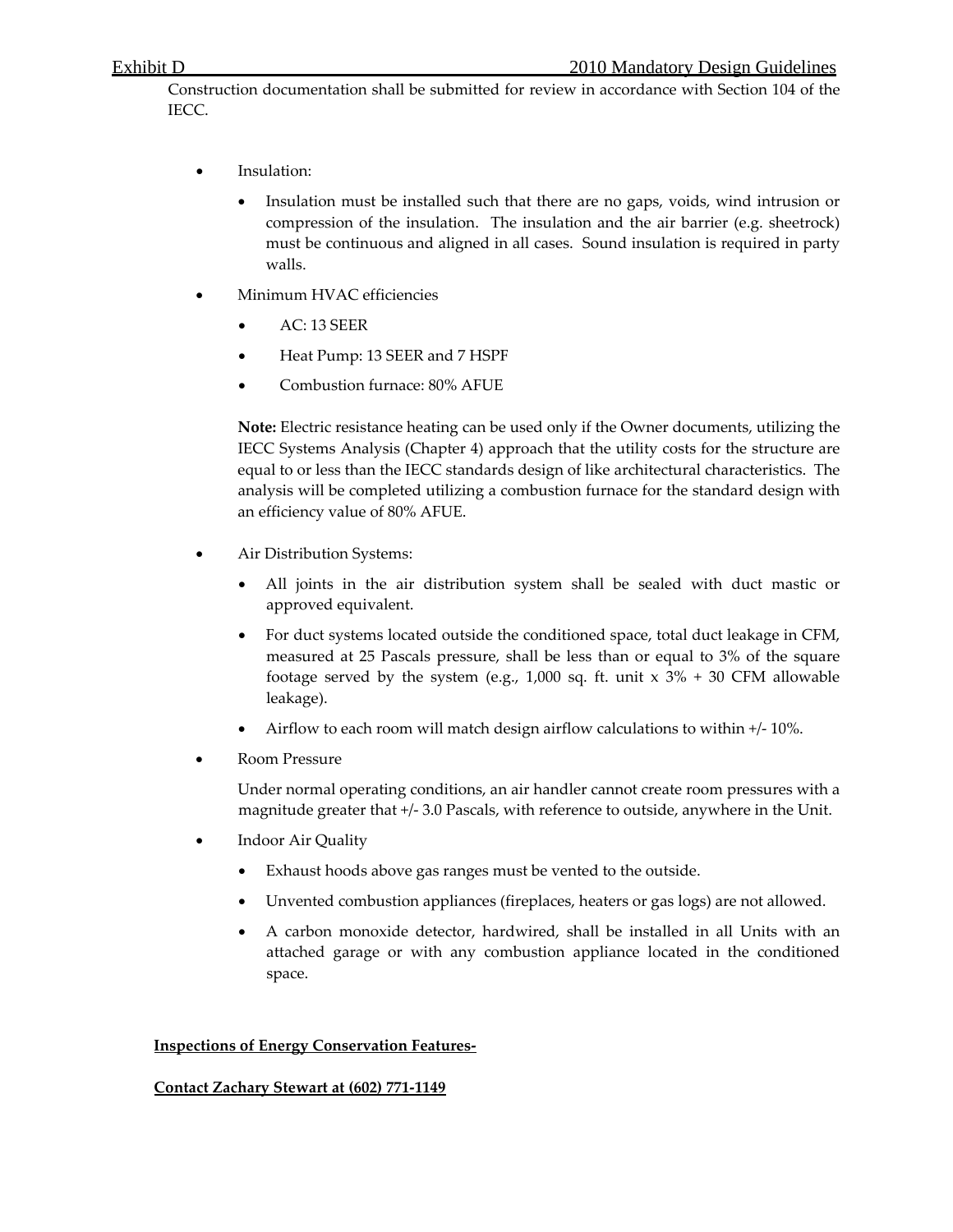Construction documentation shall be submitted for review in accordance with Section 104 of the IECC.

- Insulation:
  - Insulation must be installed such that there are no gaps, voids, wind intrusion or compression of the insulation. The insulation and the air barrier (e.g. sheetrock) must be continuous and aligned in all cases. Sound insulation is required in party walls.
- Minimum HVAC efficiencies
  - AC: 13 SEER
  - Heat Pump: 13 SEER and 7 HSPF
  - Combustion furnace: 80% AFUE

  **Note:** Electric resistance heating can be used only if the Owner documents, utilizing the IECC Systems Analysis (Chapter 4) approach that the utility costs for the structure are equal to or less than the IECC standards design of like architectural characteristics. The analysis will be completed utilizing a combustion furnace for the standard design with an efficiency value of 80% AFUE.
- Air Distribution Systems:
  - All joints in the air distribution system shall be sealed with duct mastic or approved equivalent.
  - For duct systems located outside the conditioned space, total duct leakage in CFM, measured at 25 Pascals pressure, shall be less than or equal to 3% of the square footage served by the system (e.g., 1,000 sq. ft. unit x 3% + 30 CFM allowable leakage).
  - Airflow to each room will match design airflow calculations to within +/- 10%.
- Room Pressure

  Under normal operating conditions, an air handler cannot create room pressures with a magnitude greater that +/- 3.0 Pascals, with reference to outside, anywhere in the Unit.
- Indoor Air Quality
  - Exhaust hoods above gas ranges must be vented to the outside.
  - Unvented combustion appliances (fireplaces, heaters or gas logs) are not allowed.
  - A carbon monoxide detector, hardwired, shall be installed in all Units with an attached garage or with any combustion appliance located in the conditioned space.

**Inspections of Energy Conservation Features-**

**Contact Zachary Stewart at (602) 771-1149**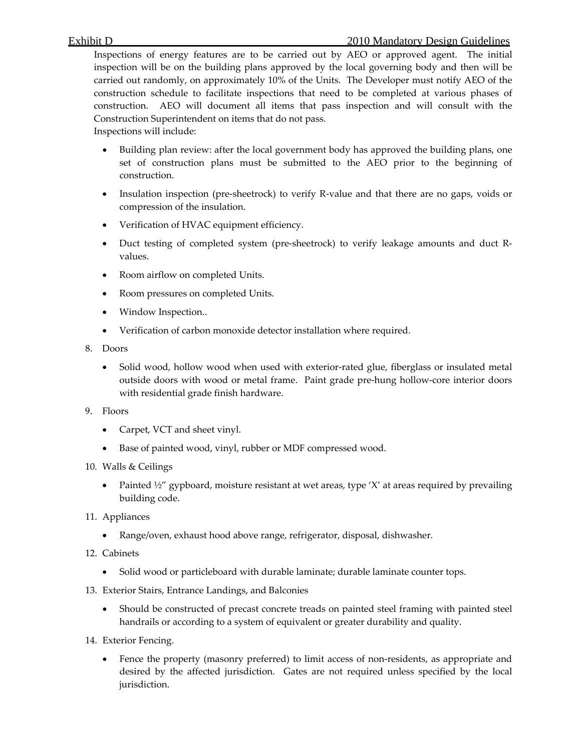Inspections of energy features are to be carried out by AEO or approved agent. The initial inspection will be on the building plans approved by the local governing body and then will be carried out randomly, on approximately 10% of the Units. The Developer must notify AEO of the construction schedule to facilitate inspections that need to be completed at various phases of construction. AEO will document all items that pass inspection and will consult with the Construction Superintendent on items that do not pass.

Inspections will include:

- Building plan review: after the local government body has approved the building plans, one set of construction plans must be submitted to the AEO prior to the beginning of construction.
- Insulation inspection (pre-sheetrock) to verify R-value and that there are no gaps, voids or compression of the insulation.
- Verification of HVAC equipment efficiency.
- Duct testing of completed system (pre-sheetrock) to verify leakage amounts and duct R-values.
- Room airflow on completed Units.
- Room pressures on completed Units.
- Window Inspection..
- Verification of carbon monoxide detector installation where required.

8. Doors
   - Solid wood, hollow wood when used with exterior-rated glue, fiberglass or insulated metal outside doors with wood or metal frame. Paint grade pre-hung hollow-core interior doors with residential grade finish hardware.
9. Floors
   - Carpet, VCT and sheet vinyl.
   - Base of painted wood, vinyl, rubber or MDF compressed wood.
10. Walls & Ceilings
    - Painted ½" gypboard, moisture resistant at wet areas, type 'X' at areas required by prevailing building code.
11. Appliances
    - Range/oven, exhaust hood above range, refrigerator, disposal, dishwasher.
12. Cabinets
    - Solid wood or particleboard with durable laminate; durable laminate counter tops.
13. Exterior Stairs, Entrance Landings, and Balconies
    - Should be constructed of precast concrete treads on painted steel framing with painted steel handrails or according to a system of equivalent or greater durability and quality.
14. Exterior Fencing.
    - Fence the property (masonry preferred) to limit access of non-residents, as appropriate and desired by the affected jurisdiction. Gates are not required unless specified by the local jurisdiction.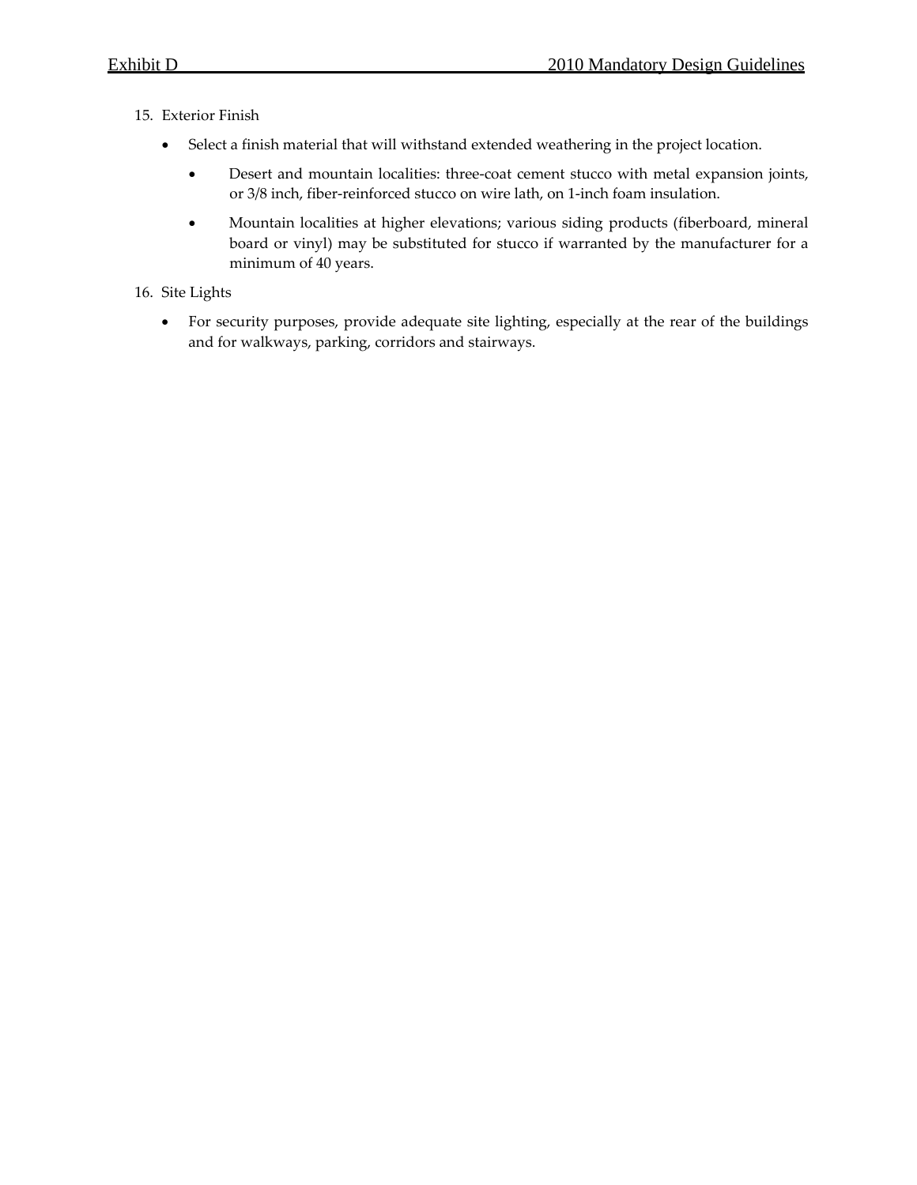15. Exterior Finish

    - Select a finish material that will withstand extended weathering in the project location.

        - Desert and mountain localities: three-coat cement stucco with metal expansion joints, or 3/8 inch, fiber-reinforced stucco on wire lath, on 1-inch foam insulation.

        - Mountain localities at higher elevations; various siding products (fiberboard, mineral board or vinyl) may be substituted for stucco if warranted by the manufacturer for a minimum of 40 years.

16. Site Lights

    - For security purposes, provide adequate site lighting, especially at the rear of the buildings and for walkways, parking, corridors and stairways.